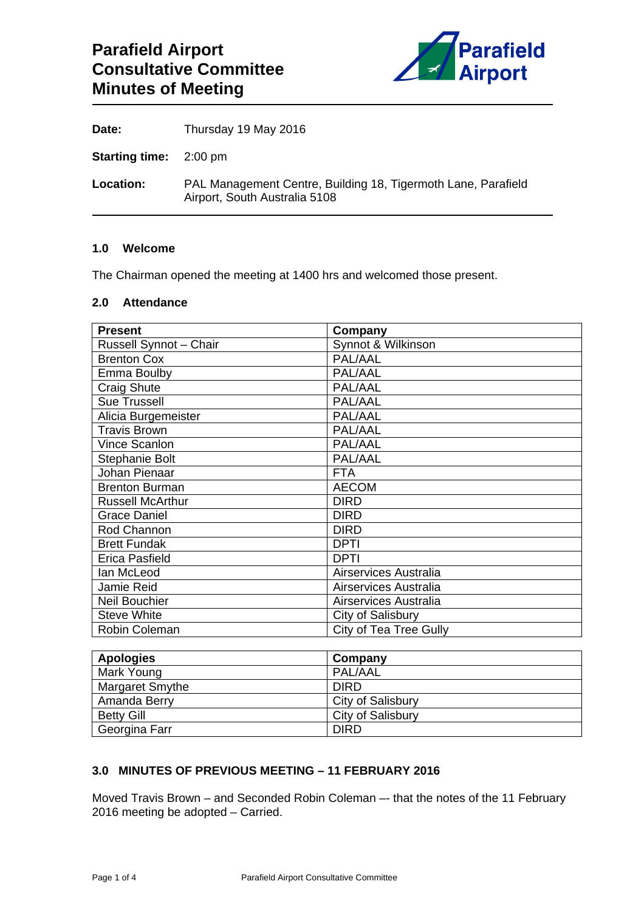# Parafield Airport Consultative Committee Minutes of Meeting

**Date:** Thursday 19 May 2016

**Starting time:** 2:00 pm

**Location:** PAL Management Centre, Building 18, Tigermoth Lane, Parafield Airport, South Australia 5108

### 1.0 Welcome

The Chairman opened the meeting at 1400 hrs and welcomed those present.

### 2.0 Attendance

| Present | Company |
| --- | --- |
| Russell Synnot – Chair | Synnot & Wilkinson |
| Brenton Cox | PAL/AAL |
| Emma Boulby | PAL/AAL |
| Craig Shute | PAL/AAL |
| Sue Trussell | PAL/AAL |
| Alicia Burgemeister | PAL/AAL |
| Travis Brown | PAL/AAL |
| Vince Scanlon | PAL/AAL |
| Stephanie Bolt | PAL/AAL |
| Johan Pienaar | FTA |
| Brenton Burman | AECOM |
| Russell McArthur | DIRD |
| Grace Daniel | DIRD |
| Rod Channon | DIRD |
| Brett Fundak | DPTI |
| Erica Pasfield | DPTI |
| Ian McLeod | Airservices Australia |
| Jamie Reid | Airservices Australia |
| Neil Bouchier | Airservices Australia |
| Steve White | City of Salisbury |
| Robin Coleman | City of Tea Tree Gully |

| Apologies | Company |
| --- | --- |
| Mark Young | PAL/AAL |
| Margaret Smythe | DIRD |
| Amanda Berry | City of Salisbury |
| Betty Gill | City of Salisbury |
| Georgina Farr | DIRD |

### 3.0 MINUTES OF PREVIOUS MEETING – 11 FEBRUARY 2016

Moved Travis Brown – and Seconded Robin Coleman –- that the notes of the 11 February 2016 meeting be adopted – Carried.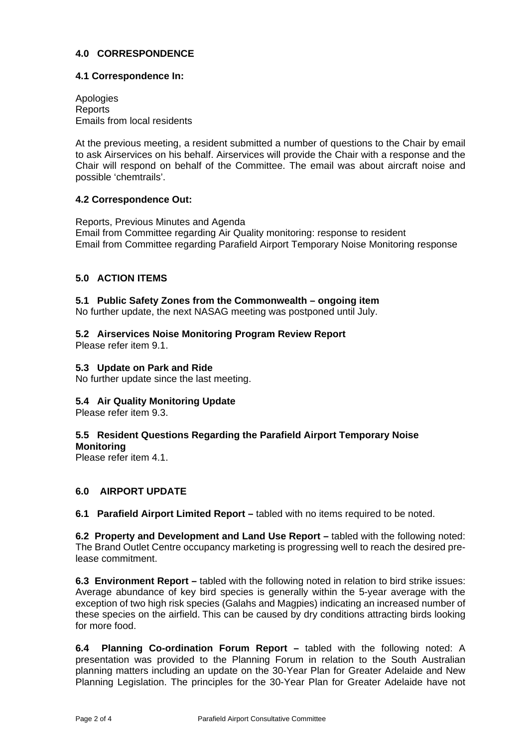## 4.0 CORRESPONDENCE

### 4.1 Correspondence In:

Apologies
Reports
Emails from local residents

At the previous meeting, a resident submitted a number of questions to the Chair by email to ask Airservices on his behalf. Airservices will provide the Chair with a response and the Chair will respond on behalf of the Committee. The email was about aircraft noise and possible 'chemtrails'.

### 4.2 Correspondence Out:

Reports, Previous Minutes and Agenda
Email from Committee regarding Air Quality monitoring: response to resident
Email from Committee regarding Parafield Airport Temporary Noise Monitoring response

## 5.0 ACTION ITEMS

**5.1 Public Safety Zones from the Commonwealth – ongoing item**
No further update, the next NASAG meeting was postponed until July.

**5.2 Airservices Noise Monitoring Program Review Report**
Please refer item 9.1.

**5.3 Update on Park and Ride**
No further update since the last meeting.

**5.4 Air Quality Monitoring Update**
Please refer item 9.3.

**5.5 Resident Questions Regarding the Parafield Airport Temporary Noise Monitoring**
Please refer item 4.1.

## 6.0 AIRPORT UPDATE

**6.1 Parafield Airport Limited Report –** tabled with no items required to be noted.

**6.2 Property and Development and Land Use Report –** tabled with the following noted: The Brand Outlet Centre occupancy marketing is progressing well to reach the desired pre-lease commitment.

**6.3 Environment Report –** tabled with the following noted in relation to bird strike issues: Average abundance of key bird species is generally within the 5-year average with the exception of two high risk species (Galahs and Magpies) indicating an increased number of these species on the airfield. This can be caused by dry conditions attracting birds looking for more food.

**6.4 Planning Co-ordination Forum Report –** tabled with the following noted: A presentation was provided to the Planning Forum in relation to the South Australian planning matters including an update on the 30-Year Plan for Greater Adelaide and New Planning Legislation. The principles for the 30-Year Plan for Greater Adelaide have not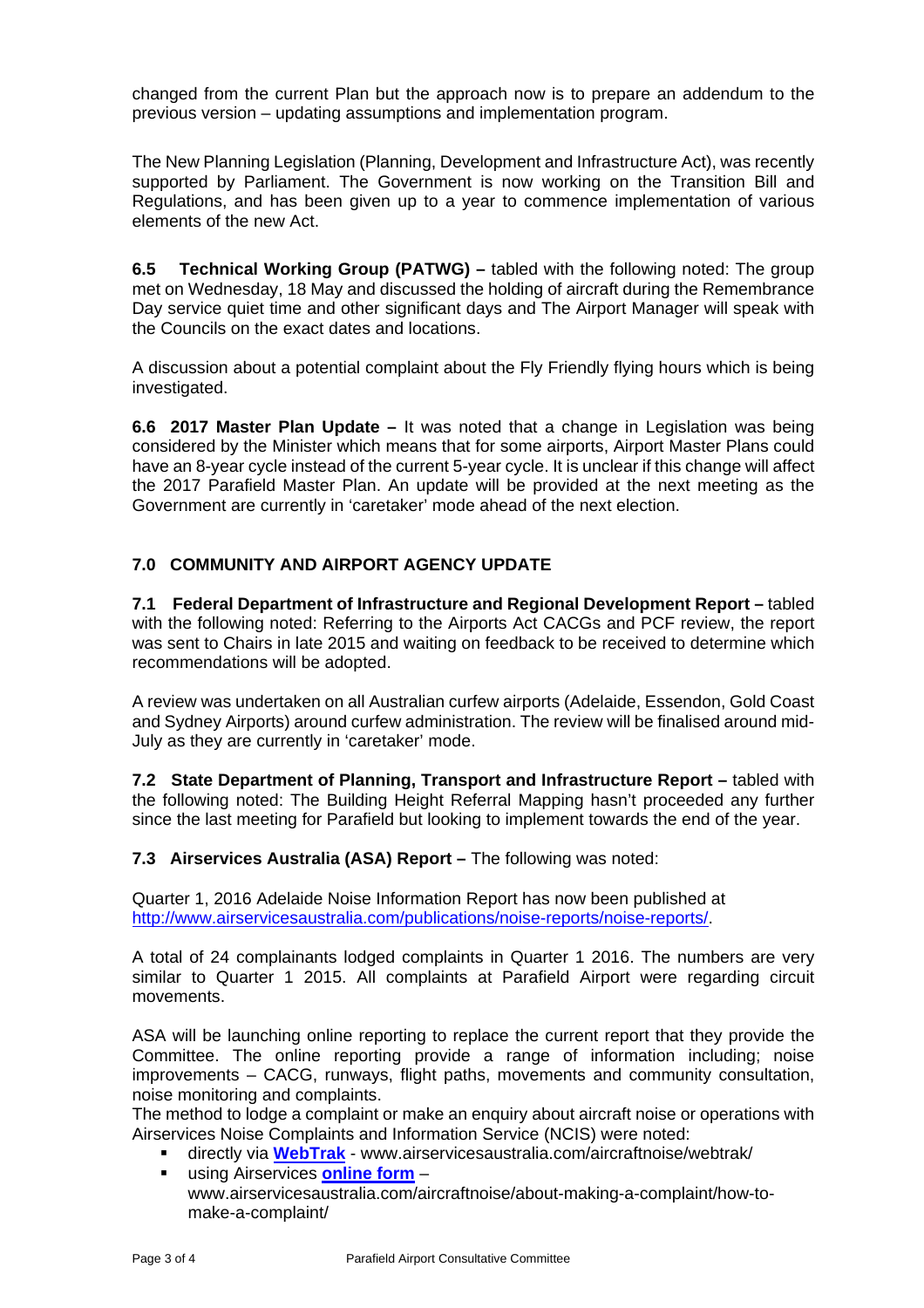changed from the current Plan but the approach now is to prepare an addendum to the previous version – updating assumptions and implementation program.

The New Planning Legislation (Planning, Development and Infrastructure Act), was recently supported by Parliament. The Government is now working on the Transition Bill and Regulations, and has been given up to a year to commence implementation of various elements of the new Act.

**6.5 Technical Working Group (PATWG) –** tabled with the following noted: The group met on Wednesday, 18 May and discussed the holding of aircraft during the Remembrance Day service quiet time and other significant days and The Airport Manager will speak with the Councils on the exact dates and locations.

A discussion about a potential complaint about the Fly Friendly flying hours which is being investigated.

**6.6 2017 Master Plan Update –** It was noted that a change in Legislation was being considered by the Minister which means that for some airports, Airport Master Plans could have an 8-year cycle instead of the current 5-year cycle. It is unclear if this change will affect the 2017 Parafield Master Plan. An update will be provided at the next meeting as the Government are currently in 'caretaker' mode ahead of the next election.

## 7.0 COMMUNITY AND AIRPORT AGENCY UPDATE

**7.1 Federal Department of Infrastructure and Regional Development Report –** tabled with the following noted: Referring to the Airports Act CACGs and PCF review, the report was sent to Chairs in late 2015 and waiting on feedback to be received to determine which recommendations will be adopted.

A review was undertaken on all Australian curfew airports (Adelaide, Essendon, Gold Coast and Sydney Airports) around curfew administration. The review will be finalised around mid-July as they are currently in 'caretaker' mode.

**7.2 State Department of Planning, Transport and Infrastructure Report –** tabled with the following noted: The Building Height Referral Mapping hasn't proceeded any further since the last meeting for Parafield but looking to implement towards the end of the year.

**7.3 Airservices Australia (ASA) Report –** The following was noted:

Quarter 1, 2016 Adelaide Noise Information Report has now been published at [http://www.airservicesaustralia.com/publications/noise-reports/noise-reports/](http://www.airservicesaustralia.com/publications/noise-reports/noise-reports/).

A total of 24 complainants lodged complaints in Quarter 1 2016. The numbers are very similar to Quarter 1 2015. All complaints at Parafield Airport were regarding circuit movements.

ASA will be launching online reporting to replace the current report that they provide the Committee. The online reporting provide a range of information including; noise improvements – CACG, runways, flight paths, movements and community consultation, noise monitoring and complaints.
The method to lodge a complaint or make an enquiry about aircraft noise or operations with Airservices Noise Complaints and Information Service (NCIS) were noted:

- directly via **WebTrak** - www.airservicesaustralia.com/aircraftnoise/webtrak/
- using Airservices **online form** – www.airservicesaustralia.com/aircraftnoise/about-making-a-complaint/how-to-make-a-complaint/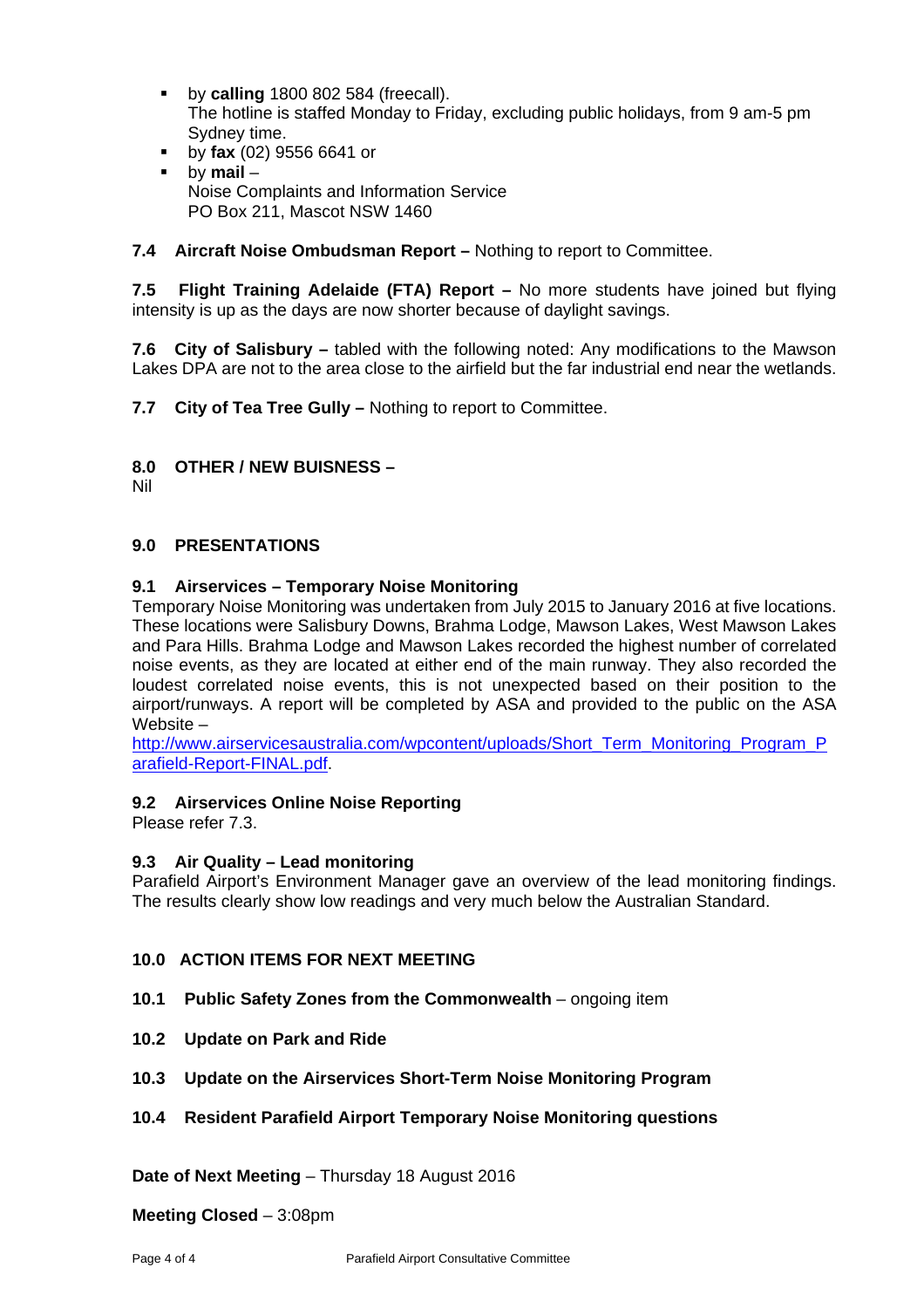- by **calling** 1800 802 584 (freecall).
  The hotline is staffed Monday to Friday, excluding public holidays, from 9 am-5 pm Sydney time.
- by **fax** (02) 9556 6641 or
- by **mail** –
  Noise Complaints and Information Service
  PO Box 211, Mascot NSW 1460

**7.4 Aircraft Noise Ombudsman Report –** Nothing to report to Committee.

**7.5 Flight Training Adelaide (FTA) Report –** No more students have joined but flying intensity is up as the days are now shorter because of daylight savings.

**7.6 City of Salisbury –** tabled with the following noted: Any modifications to the Mawson Lakes DPA are not to the area close to the airfield but the far industrial end near the wetlands.

**7.7 City of Tea Tree Gully –** Nothing to report to Committee.

## 8.0 OTHER / NEW BUISNESS –

Nil

## 9.0 PRESENTATIONS

### 9.1 Airservices – Temporary Noise Monitoring

Temporary Noise Monitoring was undertaken from July 2015 to January 2016 at five locations. These locations were Salisbury Downs, Brahma Lodge, Mawson Lakes, West Mawson Lakes and Para Hills. Brahma Lodge and Mawson Lakes recorded the highest number of correlated noise events, as they are located at either end of the main runway. They also recorded the loudest correlated noise events, this is not unexpected based on their position to the airport/runways. A report will be completed by ASA and provided to the public on the ASA Website – http://www.airservicesaustralia.com/wpcontent/uploads/Short_Term_Monitoring_Program_Parafield-Report-FINAL.pdf.

### 9.2 Airservices Online Noise Reporting

Please refer 7.3.

### 9.3 Air Quality – Lead monitoring

Parafield Airport's Environment Manager gave an overview of the lead monitoring findings. The results clearly show low readings and very much below the Australian Standard.

## 10.0 ACTION ITEMS FOR NEXT MEETING

**10.1 Public Safety Zones from the Commonwealth** – ongoing item

**10.2 Update on Park and Ride**

**10.3 Update on the Airservices Short-Term Noise Monitoring Program**

**10.4 Resident Parafield Airport Temporary Noise Monitoring questions**

**Date of Next Meeting** – Thursday 18 August 2016

**Meeting Closed** – 3:08pm